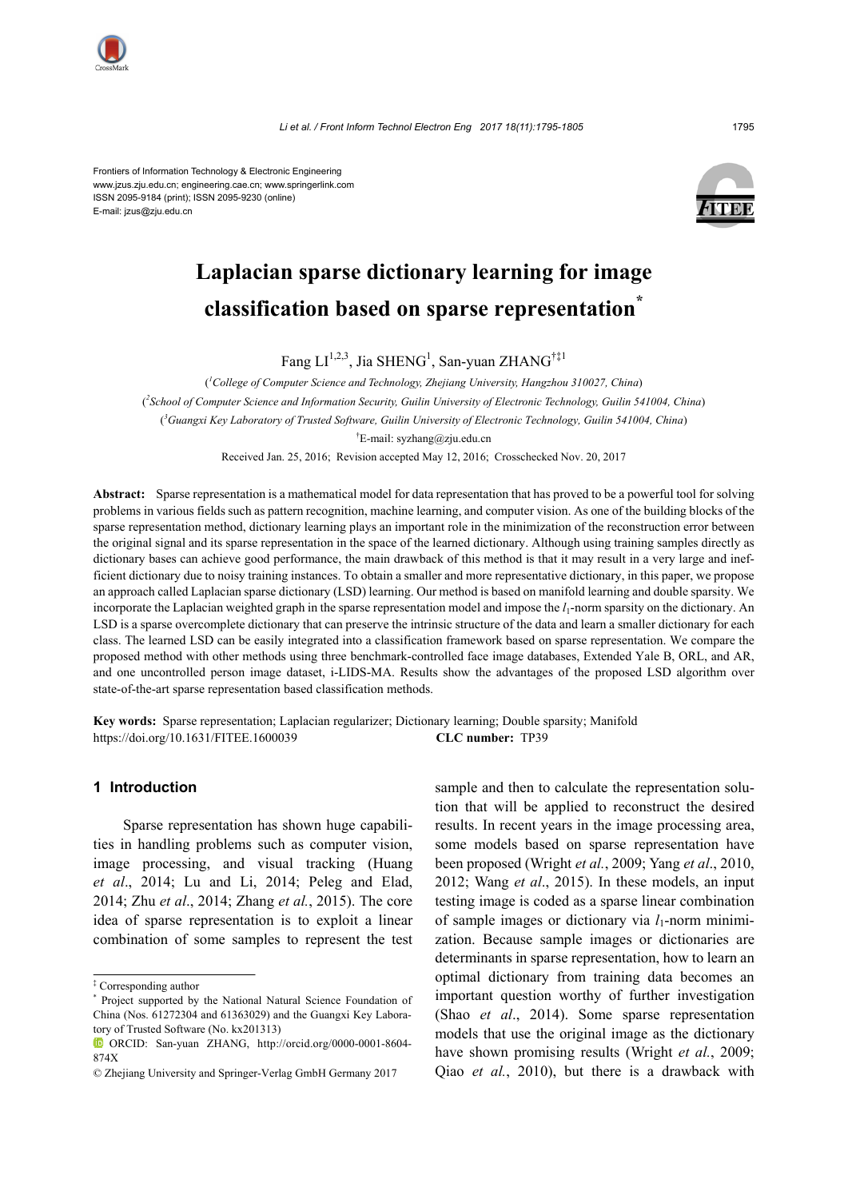Frontiers of Information Technology & Electronic Engineering
www.jzus.zju.edu.cn; engineering.cae.cn; www.springerlink.com
ISSN 2095-9184 (print); ISSN 2095-9230 (online)
E-mail: jzus@zju.edu.cn

# Laplacian sparse dictionary learning for image classification based on sparse representation*

Fang LI[1,2,3], Jia SHENG[1], San-yuan ZHANG[†‡1]

([1]College of Computer Science and Technology, Zhejiang University, Hangzhou 310027, China)

([2]School of Computer Science and Information Security, Guilin University of Electronic Technology, Guilin 541004, China)

([3]Guangxi Key Laboratory of Trusted Software, Guilin University of Electronic Technology, Guilin 541004, China)

[†]E-mail: syzhang@zju.edu.cn

Received Jan. 25, 2016; Revision accepted May 12, 2016; Crosschecked Nov. 20, 2017

**Abstract:** Sparse representation is a mathematical model for data representation that has proved to be a powerful tool for solving problems in various fields such as pattern recognition, machine learning, and computer vision. As one of the building blocks of the sparse representation method, dictionary learning plays an important role in the minimization of the reconstruction error between the original signal and its sparse representation in the space of the learned dictionary. Although using training samples directly as dictionary bases can achieve good performance, the main drawback of this method is that it may result in a very large and inefficient dictionary due to noisy training instances. To obtain a smaller and more representative dictionary, in this paper, we propose an approach called Laplacian sparse dictionary (LSD) learning. Our method is based on manifold learning and double sparsity. We incorporate the Laplacian weighted graph in the sparse representation model and impose the $l_1$-norm sparsity on the dictionary. An LSD is a sparse overcomplete dictionary that can preserve the intrinsic structure of the data and learn a smaller dictionary for each class. The learned LSD can be easily integrated into a classification framework based on sparse representation. We compare the proposed method with other methods using three benchmark-controlled face image databases, Extended Yale B, ORL, and AR, and one uncontrolled person image dataset, i-LIDS-MA. Results show the advantages of the proposed LSD algorithm over state-of-the-art sparse representation based classification methods.

**Key words:** Sparse representation; Laplacian regularizer; Dictionary learning; Double sparsity; Manifold
https://doi.org/10.1631/FITEE.1600039 **CLC number:** TP39

## 1 Introduction

Sparse representation has shown huge capabilities in handling problems such as computer vision, image processing, and visual tracking (Huang *et al*., 2014; Lu and Li, 2014; Peleg and Elad, 2014; Zhu *et al*., 2014; Zhang *et al.*, 2015). The core idea of sparse representation is to exploit a linear combination of some samples to represent the test sample and then to calculate the representation solution that will be applied to reconstruct the desired results. In recent years in the image processing area, some models based on sparse representation have been proposed (Wright *et al.*, 2009; Yang *et al*., 2010, 2012; Wang *et al*., 2015). In these models, an input testing image is coded as a sparse linear combination of sample images or dictionary via $l_1$-norm minimization. Because sample images or dictionaries are determinants in sparse representation, how to learn an optimal dictionary from training data becomes an important question worthy of further investigation (Shao *et al*., 2014). Some sparse representation models that use the original image as the dictionary have shown promising results (Wright *et al.*, 2009; Qiao *et al.*, 2010), but there is a drawback with

---

‡ Corresponding author

\* Project supported by the National Natural Science Foundation of China (Nos. 61272304 and 61363029) and the Guangxi Key Laboratory of Trusted Software (No. kx201313)

ORCID: San-yuan ZHANG, http://orcid.org/0000-0001-8604-874X

© Zhejiang University and Springer-Verlag GmbH Germany 2017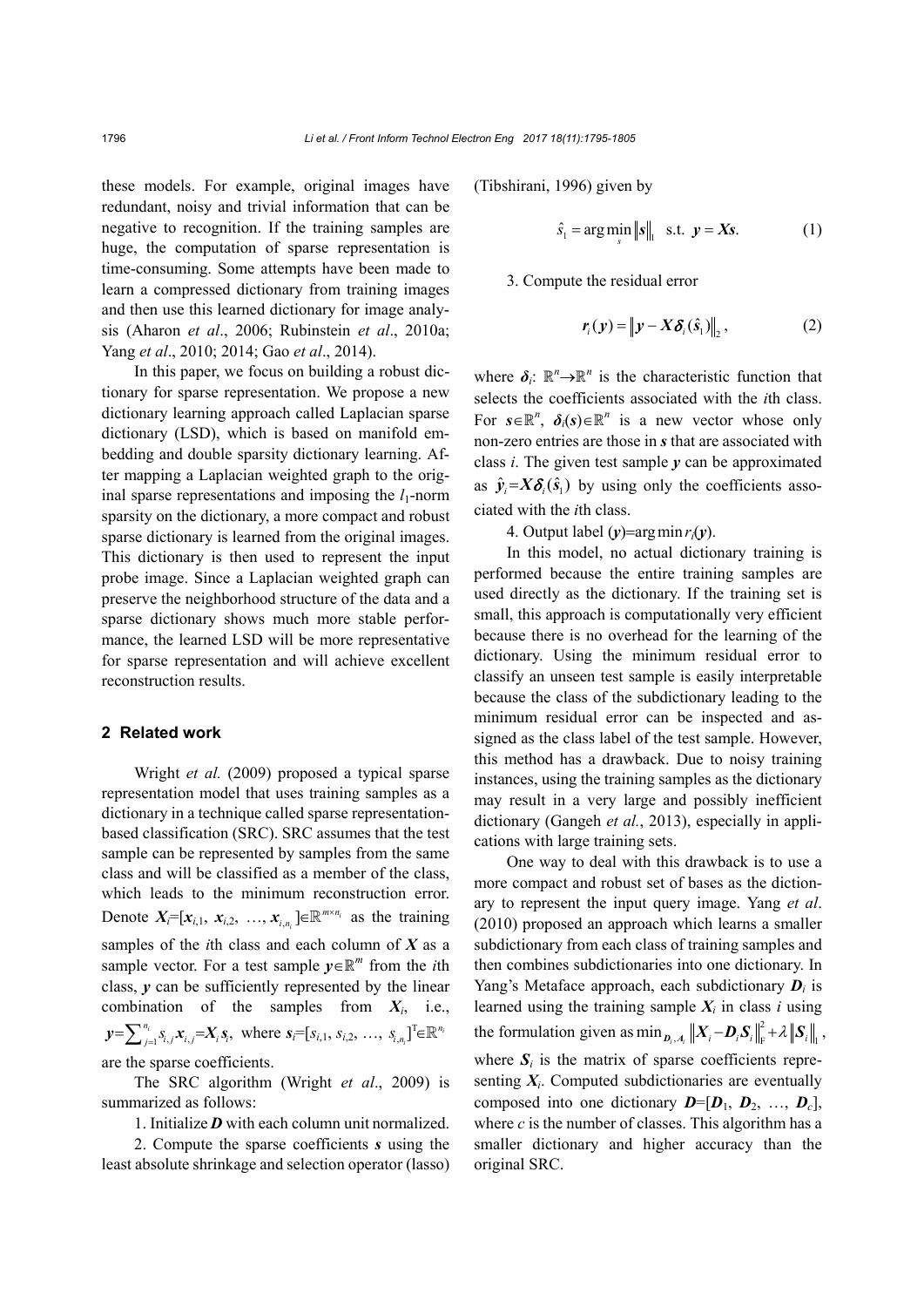these models. For example, original images have redundant, noisy and trivial information that can be negative to recognition. If the training samples are huge, the computation of sparse representation is time-consuming. Some attempts have been made to learn a compressed dictionary from training images and then use this learned dictionary for image analysis (Aharon *et al*., 2006; Rubinstein *et al*., 2010a; Yang *et al*., 2010; 2014; Gao *et al*., 2014).

In this paper, we focus on building a robust dictionary for sparse representation. We propose a new dictionary learning approach called Laplacian sparse dictionary (LSD), which is based on manifold embedding and double sparsity dictionary learning. After mapping a Laplacian weighted graph to the original sparse representations and imposing the $l_1$-norm sparsity on the dictionary, a more compact and robust sparse dictionary is learned from the original images. This dictionary is then used to represent the input probe image. Since a Laplacian weighted graph can preserve the neighborhood structure of the data and a sparse dictionary shows much more stable performance, the learned LSD will be more representative for sparse representation and will achieve excellent reconstruction results.

## 2 Related work

Wright *et al.* (2009) proposed a typical sparse representation model that uses training samples as a dictionary in a technique called sparse representation-based classification (SRC). SRC assumes that the test sample can be represented by samples from the same class and will be classified as a member of the class, which leads to the minimum reconstruction error. Denote $\boldsymbol{X}_i=[\boldsymbol{x}_{i,1}, \boldsymbol{x}_{i,2}, \ldots, \boldsymbol{x}_{i,n_i}]\in\mathbb{R}^{m\times n_i}$ as the training samples of the $i$th class and each column of $\boldsymbol{X}$ as a sample vector. For a test sample $\boldsymbol{y}\in\mathbb{R}^m$ from the $i$th class, $\boldsymbol{y}$ can be sufficiently represented by the linear combination of the samples from $\boldsymbol{X}_i$, i.e., $\boldsymbol{y}=\sum_{j=1}^{n_i} s_{i,j}\boldsymbol{x}_{i,j}=\boldsymbol{X}_i\boldsymbol{s}_i$, where $\boldsymbol{s}_i=[s_{i,1}, s_{i,2}, \ldots, s_{i,n_i}]^{\mathrm{T}}\in\mathbb{R}^{n_i}$ are the sparse coefficients.

The SRC algorithm (Wright *et al*., 2009) is summarized as follows:

1. Initialize $\boldsymbol{D}$ with each column unit normalized.

2. Compute the sparse coefficients $\boldsymbol{s}$ using the least absolute shrinkage and selection operator (lasso) (Tibshirani, 1996) given by

$$\hat{s}_1 = \arg\min_{s} \|\boldsymbol{s}\|_1 \quad \text{s.t.} \quad \boldsymbol{y}=\boldsymbol{X}\boldsymbol{s}. \tag{1}$$

3. Compute the residual error

$$\boldsymbol{r}_i(\boldsymbol{y}) = \left\|\boldsymbol{y}-\boldsymbol{X}\boldsymbol{\delta}_i(\hat{s}_1)\right\|_2, \tag{2}$$

where $\boldsymbol{\delta}_i$: $\mathbb{R}^n\rightarrow\mathbb{R}^n$ is the characteristic function that selects the coefficients associated with the $i$th class. For $\boldsymbol{s}\in\mathbb{R}^n$, $\boldsymbol{\delta}_i(\boldsymbol{s})\in\mathbb{R}^n$ is a new vector whose only non-zero entries are those in $\boldsymbol{s}$ that are associated with class $i$. The given test sample $\boldsymbol{y}$ can be approximated as $\hat{\boldsymbol{y}}_i=\boldsymbol{X}\boldsymbol{\delta}_i(\hat{s}_1)$ by using only the coefficients associated with the $i$th class.

4. Output label $(\boldsymbol{y})=\arg\min r_i(\boldsymbol{y})$.

In this model, no actual dictionary training is performed because the entire training samples are used directly as the dictionary. If the training set is small, this approach is computationally very efficient because there is no overhead for the learning of the dictionary. Using the minimum residual error to classify an unseen test sample is easily interpretable because the class of the subdictionary leading to the minimum residual error can be inspected and assigned as the class label of the test sample. However, this method has a drawback. Due to noisy training instances, using the training samples as the dictionary may result in a very large and possibly inefficient dictionary (Gangeh *et al*., 2013), especially in applications with large training sets.

One way to deal with this drawback is to use a more compact and robust set of bases as the dictionary to represent the input query image. Yang *et al*. (2010) proposed an approach which learns a smaller subdictionary from each class of training samples and then combines subdictionaries into one dictionary. In Yang's Metaface approach, each subdictionary $\boldsymbol{D}_i$ is learned using the training sample $\boldsymbol{X}_i$ in class $i$ using the formulation given as $\min_{\boldsymbol{D}_i,\boldsymbol{A}_i}\left\|\boldsymbol{X}_i-\boldsymbol{D}_i\boldsymbol{S}_i\right\|_{\mathrm{F}}^2+\lambda\left\|\boldsymbol{S}_i\right\|_1$, where $\boldsymbol{S}_i$ is the matrix of sparse coefficients representing $\boldsymbol{X}_i$. Computed subdictionaries are eventually composed into one dictionary $\boldsymbol{D}=[\boldsymbol{D}_1, \boldsymbol{D}_2, \ldots, \boldsymbol{D}_c]$, where $c$ is the number of classes. This algorithm has a smaller dictionary and higher accuracy than the original SRC.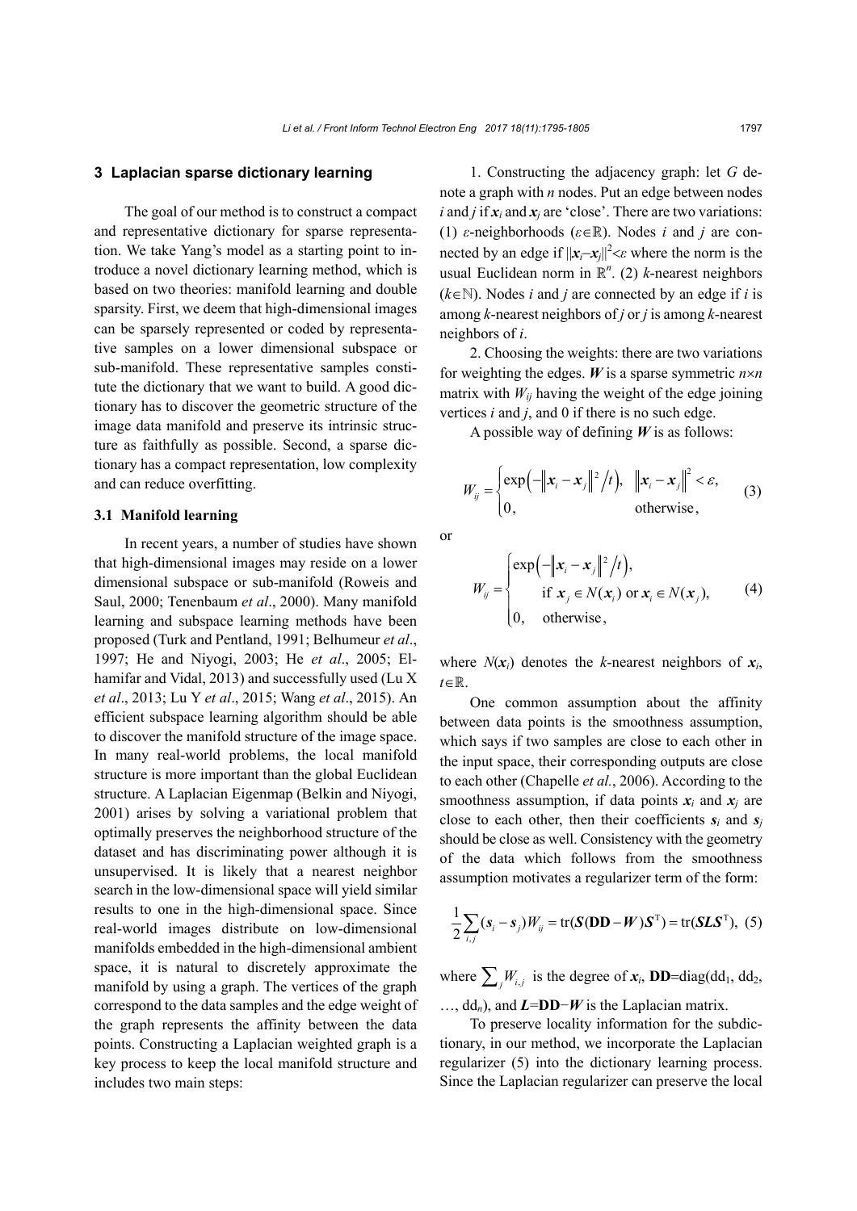## 3 Laplacian sparse dictionary learning

The goal of our method is to construct a compact and representative dictionary for sparse representation. We take Yang's model as a starting point to introduce a novel dictionary learning method, which is based on two theories: manifold learning and double sparsity. First, we deem that high-dimensional images can be sparsely represented or coded by representative samples on a lower dimensional subspace or sub-manifold. These representative samples constitute the dictionary that we want to build. A good dictionary has to discover the geometric structure of the image data manifold and preserve its intrinsic structure as faithfully as possible. Second, a sparse dictionary has a compact representation, low complexity and can reduce overfitting.

### 3.1 Manifold learning

In recent years, a number of studies have shown that high-dimensional images may reside on a lower dimensional subspace or sub-manifold (Roweis and Saul, 2000; Tenenbaum *et al*., 2000). Many manifold learning and subspace learning methods have been proposed (Turk and Pentland, 1991; Belhumeur *et al*., 1997; He and Niyogi, 2003; He *et al*., 2005; Elhamifar and Vidal, 2013) and successfully used (Lu X *et al*., 2013; Lu Y *et al*., 2015; Wang *et al*., 2015). An efficient subspace learning algorithm should be able to discover the manifold structure of the image space. In many real-world problems, the local manifold structure is more important than the global Euclidean structure. A Laplacian Eigenmap (Belkin and Niyogi, 2001) arises by solving a variational problem that optimally preserves the neighborhood structure of the dataset and has discriminating power although it is unsupervised. It is likely that a nearest neighbor search in the low-dimensional space will yield similar results to one in the high-dimensional space. Since real-world images distribute on low-dimensional manifolds embedded in the high-dimensional ambient space, it is natural to discretely approximate the manifold by using a graph. The vertices of the graph correspond to the data samples and the edge weight of the graph represents the affinity between the data points. Constructing a Laplacian weighted graph is a key process to keep the local manifold structure and includes two main steps:

1. Constructing the adjacency graph: let $G$ denote a graph with $n$ nodes. Put an edge between nodes $i$ and $j$ if $\boldsymbol{x}_i$ and $\boldsymbol{x}_j$ are 'close'. There are two variations: (1) $\varepsilon$-neighborhoods ($\varepsilon \in \mathbb{R}$). Nodes $i$ and $j$ are connected by an edge if $\|\boldsymbol{x}_i - \boldsymbol{x}_j\|^2 < \varepsilon$ where the norm is the usual Euclidean norm in $\mathbb{R}^n$. (2) $k$-nearest neighbors ($k \in \mathbb{N}$). Nodes $i$ and $j$ are connected by an edge if $i$ is among $k$-nearest neighbors of $j$ or $j$ is among $k$-nearest neighbors of $i$.

2. Choosing the weights: there are two variations for weighting the edges. $\boldsymbol{W}$ is a sparse symmetric $n \times n$ matrix with $W_{ij}$ having the weight of the edge joining vertices $i$ and $j$, and 0 if there is no such edge.

A possible way of defining $\boldsymbol{W}$ is as follows:

$$W_{ij} = \begin{cases} \exp\left(-\|\boldsymbol{x}_i - \boldsymbol{x}_j\|^2 / t\right), & \|\boldsymbol{x}_i - \boldsymbol{x}_j\|^2 < \varepsilon, \\ 0, & \text{otherwise}, \end{cases} \tag{3}$$

or

$$W_{ij} = \begin{cases} \exp\left(-\|\boldsymbol{x}_i - \boldsymbol{x}_j\|^2 / t\right), \\ \quad \text{if } \boldsymbol{x}_j \in N(\boldsymbol{x}_i) \text{ or } \boldsymbol{x}_i \in N(\boldsymbol{x}_j), \\ 0, \quad \text{otherwise}, \end{cases} \tag{4}$$

where $N(\boldsymbol{x}_i)$ denotes the $k$-nearest neighbors of $\boldsymbol{x}_i$, $t \in \mathbb{R}$.

One common assumption about the affinity between data points is the smoothness assumption, which says if two samples are close to each other in the input space, their corresponding outputs are close to each other (Chapelle *et al.*, 2006). According to the smoothness assumption, if data points $\boldsymbol{x}_i$ and $\boldsymbol{x}_j$ are close to each other, then their coefficients $\boldsymbol{s}_i$ and $\boldsymbol{s}_j$ should be close as well. Consistency with the geometry of the data which follows from the smoothness assumption motivates a regularizer term of the form:

$$\frac{1}{2}\sum_{i,j}(\boldsymbol{s}_i - \boldsymbol{s}_j)W_{ij} = \mathrm{tr}(\boldsymbol{S}(\mathbf{DD} - \boldsymbol{W})\boldsymbol{S}^{\mathrm{T}}) = \mathrm{tr}(\boldsymbol{SLS}^{\mathrm{T}}), \tag{5}$$

where $\sum_j W_{i,j}$ is the degree of $\boldsymbol{x}_i$, $\mathbf{DD} = \mathrm{diag}(\mathrm{dd}_1, \mathrm{dd}_2, \ldots, \mathrm{dd}_n)$, and $\boldsymbol{L} = \mathbf{DD} - \boldsymbol{W}$ is the Laplacian matrix.

To preserve locality information for the subdictionary, in our method, we incorporate the Laplacian regularizer (5) into the dictionary learning process. Since the Laplacian regularizer can preserve the local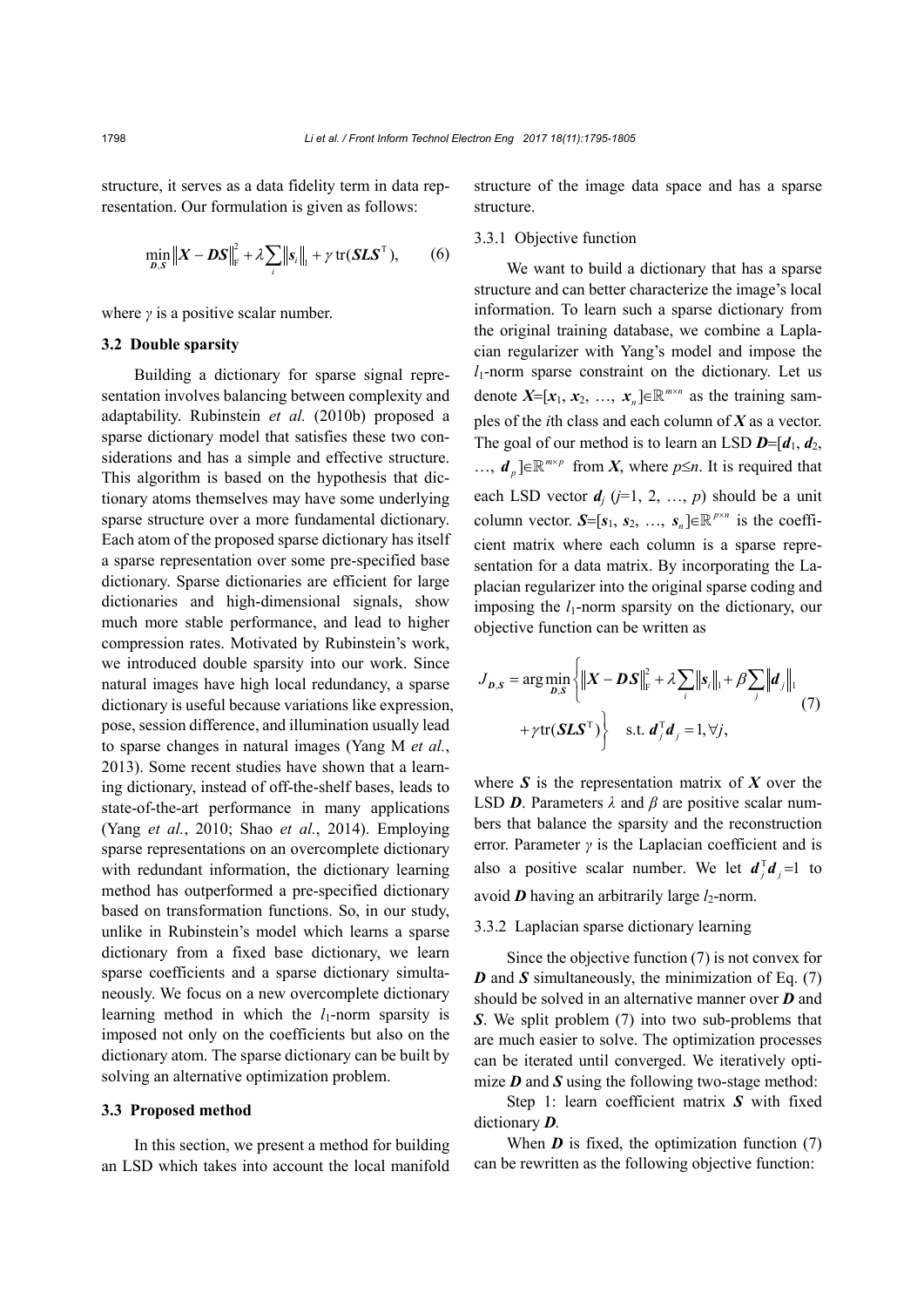structure, it serves as a data fidelity term in data representation. Our formulation is given as follows:

$$\min_{\boldsymbol{D},\boldsymbol{S}} \|\boldsymbol{X}-\boldsymbol{DS}\|_{\mathrm{F}}^2 + \lambda\sum_i \|\boldsymbol{s}_i\|_1 + \gamma\,\mathrm{tr}(\boldsymbol{SLS}^{\mathrm{T}}), \tag{6}$$

where $\gamma$ is a positive scalar number.

### 3.2 Double sparsity

Building a dictionary for sparse signal representation involves balancing between complexity and adaptability. Rubinstein *et al.* (2010b) proposed a sparse dictionary model that satisfies these two considerations and has a simple and effective structure. This algorithm is based on the hypothesis that dictionary atoms themselves may have some underlying sparse structure over a more fundamental dictionary. Each atom of the proposed sparse dictionary has itself a sparse representation over some pre-specified base dictionary. Sparse dictionaries are efficient for large dictionaries and high-dimensional signals, show much more stable performance, and lead to higher compression rates. Motivated by Rubinstein's work, we introduced double sparsity into our work. Since natural images have high local redundancy, a sparse dictionary is useful because variations like expression, pose, session difference, and illumination usually lead to sparse changes in natural images (Yang M *et al.*, 2013). Some recent studies have shown that a learning dictionary, instead of off-the-shelf bases, leads to state-of-the-art performance in many applications (Yang *et al.*, 2010; Shao *et al.*, 2014). Employing sparse representations on an overcomplete dictionary with redundant information, the dictionary learning method has outperformed a pre-specified dictionary based on transformation functions. So, in our study, unlike in Rubinstein's model which learns a sparse dictionary from a fixed base dictionary, we learn sparse coefficients and a sparse dictionary simultaneously. We focus on a new overcomplete dictionary learning method in which the $l_1$-norm sparsity is imposed not only on the coefficients but also on the dictionary atom. The sparse dictionary can be built by solving an alternative optimization problem.

### 3.3 Proposed method

In this section, we present a method for building an LSD which takes into account the local manifold structure of the image data space and has a sparse structure.

#### 3.3.1 Objective function

We want to build a dictionary that has a sparse structure and can better characterize the image's local information. To learn such a sparse dictionary from the original training database, we combine a Laplacian regularizer with Yang's model and impose the $l_1$-norm sparse constraint on the dictionary. Let us denote $\boldsymbol{X}=[\boldsymbol{x}_1, \boldsymbol{x}_2, \ldots, \boldsymbol{x}_n]\in\mathbb{R}^{m\times n}$ as the training samples of the $i$th class and each column of $\boldsymbol{X}$ as a vector. The goal of our method is to learn an LSD $\boldsymbol{D}=[\boldsymbol{d}_1, \boldsymbol{d}_2, \ldots, \boldsymbol{d}_p]\in\mathbb{R}^{m\times p}$ from $\boldsymbol{X}$, where $p\leq n$. It is required that each LSD vector $\boldsymbol{d}_j$ ($j$=1, 2, …, $p$) should be a unit column vector. $\boldsymbol{S}=[\boldsymbol{s}_1, \boldsymbol{s}_2, \ldots, \boldsymbol{s}_n]\in\mathbb{R}^{p\times n}$ is the coefficient matrix where each column is a sparse representation for a data matrix. By incorporating the Laplacian regularizer into the original sparse coding and imposing the $l_1$-norm sparsity on the dictionary, our objective function can be written as

$$J_{\boldsymbol{D},\boldsymbol{S}} = \arg\min_{\boldsymbol{D},\boldsymbol{S}}\left\{\|\boldsymbol{X}-\boldsymbol{DS}\|_{\mathrm{F}}^2 + \lambda\sum_i\|\boldsymbol{s}_i\|_1 + \beta\sum_j\|\boldsymbol{d}_j\|_1 + \gamma\mathrm{tr}(\boldsymbol{SLS}^{\mathrm{T}})\right\} \quad \text{s.t. } \boldsymbol{d}_j^{\mathrm{T}}\boldsymbol{d}_j=1, \forall j, \tag{7}$$

where $\boldsymbol{S}$ is the representation matrix of $\boldsymbol{X}$ over the LSD $\boldsymbol{D}$. Parameters $\lambda$ and $\beta$ are positive scalar numbers that balance the sparsity and the reconstruction error. Parameter $\gamma$ is the Laplacian coefficient and is also a positive scalar number. We let $\boldsymbol{d}_j^{\mathrm{T}}\boldsymbol{d}_j=1$ to avoid $\boldsymbol{D}$ having an arbitrarily large $l_2$-norm.

#### 3.3.2 Laplacian sparse dictionary learning

Since the objective function (7) is not convex for $\boldsymbol{D}$ and $\boldsymbol{S}$ simultaneously, the minimization of Eq. (7) should be solved in an alternative manner over $\boldsymbol{D}$ and $\boldsymbol{S}$. We split problem (7) into two sub-problems that are much easier to solve. The optimization processes can be iterated until converged. We iteratively optimize $\boldsymbol{D}$ and $\boldsymbol{S}$ using the following two-stage method:

Step 1: learn coefficient matrix $\boldsymbol{S}$ with fixed dictionary $\boldsymbol{D}$.

When $\boldsymbol{D}$ is fixed, the optimization function (7) can be rewritten as the following objective function: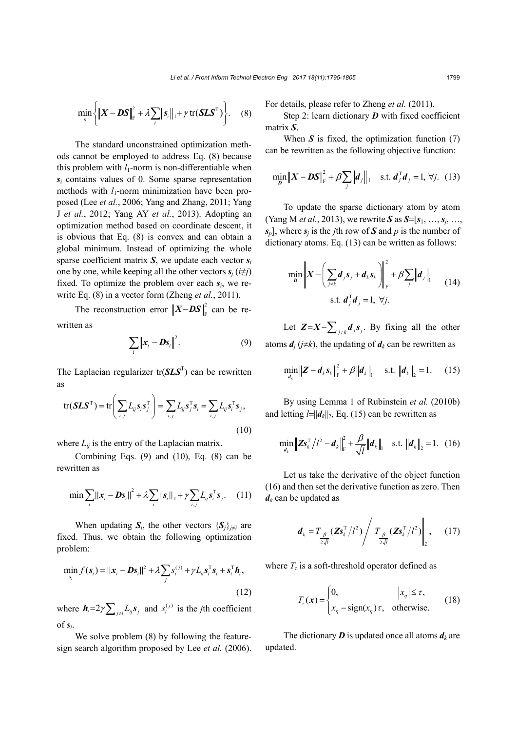$$\min_{\boldsymbol{s}}\left\{\left\|\boldsymbol{X}-\boldsymbol{D}\boldsymbol{S}\right\|_{\mathrm{F}}^{2}+\lambda\sum_{i}\left\|\boldsymbol{s}_{i}\right\|_{1}+\gamma\,\mathrm{tr}(\boldsymbol{S}\boldsymbol{L}\boldsymbol{S}^{\mathrm{T}})\right\}. \quad (8)$$

The standard unconstrained optimization methods cannot be employed to address Eq. (8) because this problem with $l_1$-norm is non-differentiable when $\boldsymbol{s}_i$ contains values of 0. Some sparse representation methods with $l_1$-norm minimization have been proposed (Lee *et al.*, 2006; Yang and Zhang, 2011; Yang J *et al.*, 2012; Yang AY *et al.*, 2013). Adopting an optimization method based on coordinate descent, it is obvious that Eq. (8) is convex and can obtain a global minimum. Instead of optimizing the whole sparse coefficient matrix $\boldsymbol{S}$, we update each vector $\boldsymbol{s}_i$ one by one, while keeping all the other vectors $\boldsymbol{s}_j$ ($i\neq j$) fixed. To optimize the problem over each $\boldsymbol{s}_i$, we rewrite Eq. (8) in a vector form (Zheng *et al.*, 2011).

The reconstruction error $\left\|\boldsymbol{X}-\boldsymbol{D}\boldsymbol{S}\right\|_{\mathrm{F}}^{2}$ can be rewritten as

$$\sum_{i}\left\|\boldsymbol{x}_{i}-\boldsymbol{D}\boldsymbol{s}_{i}\right\|^{2}. \quad (9)$$

The Laplacian regularizer $\mathrm{tr}(\boldsymbol{S}\boldsymbol{L}\boldsymbol{S}^{\mathrm{T}})$ can be rewritten as

$$\mathrm{tr}(\boldsymbol{S}\boldsymbol{L}\boldsymbol{S}^{\mathrm{T}})=\mathrm{tr}\left(\sum_{i,j}L_{ij}\boldsymbol{s}_{i}\boldsymbol{s}_{j}^{\mathrm{T}}\right)=\sum_{i,j}L_{ij}\boldsymbol{s}_{j}^{\mathrm{T}}\boldsymbol{s}_{i}=\sum_{i,j}L_{ij}\boldsymbol{s}_{i}^{\mathrm{T}}\boldsymbol{s}_{j}, \quad (10)$$

where $L_{ij}$ is the entry of the Laplacian matrix.

Combining Eqs. (9) and (10), Eq. (8) can be rewritten as

$$\min\sum_{i}\|\boldsymbol{x}_{i}-\boldsymbol{D}\boldsymbol{s}_{i}\|^{2}+\lambda\sum_{i}\|\boldsymbol{s}_{i}\|_{1}+\gamma\sum_{i,j}L_{ij}\boldsymbol{s}_{i}^{\mathrm{T}}\boldsymbol{s}_{j}. \quad (11)$$

When updating $\boldsymbol{S}_i$, the other vectors $\{\boldsymbol{S}_j\}_{j\neq i}$ are fixed. Thus, we obtain the following optimization problem:

$$\min_{\boldsymbol{s}_{i}} f(\boldsymbol{s}_{i})=\|\boldsymbol{x}_{i}-\boldsymbol{D}\boldsymbol{s}_{i}\|^{2}+\lambda\sum_{j}s_{i}^{(j)}+\gamma L_{ii}\boldsymbol{s}_{i}^{\mathrm{T}}\boldsymbol{s}_{i}+\boldsymbol{s}_{i}^{\mathrm{T}}\boldsymbol{h}_{i}, \quad (12)$$

where $\boldsymbol{h}_i=2\gamma\sum_{j\neq i}L_{ij}\boldsymbol{s}_j$ and $s_i^{(j)}$ is the $j$th coefficient of $\boldsymbol{s}_i$.

We solve problem (8) by following the feature-sign search algorithm proposed by Lee *et al.* (2006). For details, please refer to Zheng *et al.* (2011).

Step 2: learn dictionary $\boldsymbol{D}$ with fixed coefficient matrix $\boldsymbol{S}$.

When $\boldsymbol{S}$ is fixed, the optimization function (7) can be rewritten as the following objective function:

$$\min_{\boldsymbol{D}}\left\|\boldsymbol{X}-\boldsymbol{D}\boldsymbol{S}\right\|_{\mathrm{F}}^{2}+\beta\sum_{j}\left\|\boldsymbol{d}_{j}\right\|_{1}\quad \text{s.t. } \boldsymbol{d}_{j}^{\mathrm{T}}\boldsymbol{d}_{j}=1,\ \forall j. \quad (13)$$

To update the sparse dictionary atom by atom (Yang M *et al.*, 2013), we rewrite $\boldsymbol{S}$ as $\boldsymbol{S}=[\boldsymbol{s}_1, \ldots, \boldsymbol{s}_j, \ldots, \boldsymbol{s}_p]$, where $\boldsymbol{s}_j$ is the $j$th row of $\boldsymbol{S}$ and $p$ is the number of dictionary atoms. Eq. (13) can be written as follows:

$$\begin{gathered}\min_{\boldsymbol{D}}\left\|\boldsymbol{X}-\left(\sum_{j\neq k}\boldsymbol{d}_{j}\boldsymbol{s}_{j}+\boldsymbol{d}_{k}\boldsymbol{s}_{k}\right)\right\|_{\mathrm{F}}^{2}+\beta\sum_{j}\left\|\boldsymbol{d}_{j}\right\|_{1}\\ \text{s.t. } \boldsymbol{d}_{j}^{\mathrm{T}}\boldsymbol{d}_{j}=1,\ \forall j.\end{gathered} \quad (14)$$

Let $\boldsymbol{Z}=\boldsymbol{X}-\sum_{j\neq k}\boldsymbol{d}_j\boldsymbol{s}_j$. By fixing all the other atoms $\boldsymbol{d}_j$ ($j\neq k$), the updating of $\boldsymbol{d}_k$ can be rewritten as

$$\min_{\boldsymbol{d}_{k}}\left\|\boldsymbol{Z}-\boldsymbol{d}_{k}\boldsymbol{s}_{k}\right\|_{\mathrm{F}}^{2}+\beta\left\|\boldsymbol{d}_{k}\right\|_{1}\quad \text{s.t. } \left\|\boldsymbol{d}_{k}\right\|_{2}=1. \quad (15)$$

By using Lemma 1 of Rubinstein *et al.* (2010b) and letting $l=\|\boldsymbol{d}_k\|_2$, Eq. (15) can be rewritten as

$$\min_{\boldsymbol{d}_{k}}\left\|\boldsymbol{Z}\boldsymbol{s}_{k}^{\mathrm{T}}/l^{2}-\boldsymbol{d}_{k}\right\|_{\mathrm{F}}^{2}+\frac{\beta}{\sqrt{l}}\left\|\boldsymbol{d}_{k}\right\|_{1}\quad \text{s.t. } \left\|\boldsymbol{d}_{k}\right\|_{2}=1. \quad (16)$$

Let us take the derivative of the object function (16) and then set the derivative function as zero. Then $\boldsymbol{d}_k$ can be updated as

$$\boldsymbol{d}_{k}=T_{\frac{\beta}{2\sqrt{l}}}(\boldsymbol{Z}\boldsymbol{s}_{k}^{\mathrm{T}}/l^{2})\Bigg/\left\|T_{\frac{\beta}{2\sqrt{l}}}(\boldsymbol{Z}\boldsymbol{s}_{k}^{\mathrm{T}}/l^{2})\right\|_{2}, \quad (17)$$

where $T_\tau$ is a soft-threshold operator defined as

$$T_{\tau}(\boldsymbol{x})=\begin{cases}0, & \left|x_{\eta}\right|\leq\tau,\\ x_{\eta}-\mathrm{sign}(x_{\eta})\,\tau, & \text{otherwise.}\end{cases} \quad (18)$$

The dictionary $\boldsymbol{D}$ is updated once all atoms $\boldsymbol{d}_k$ are updated.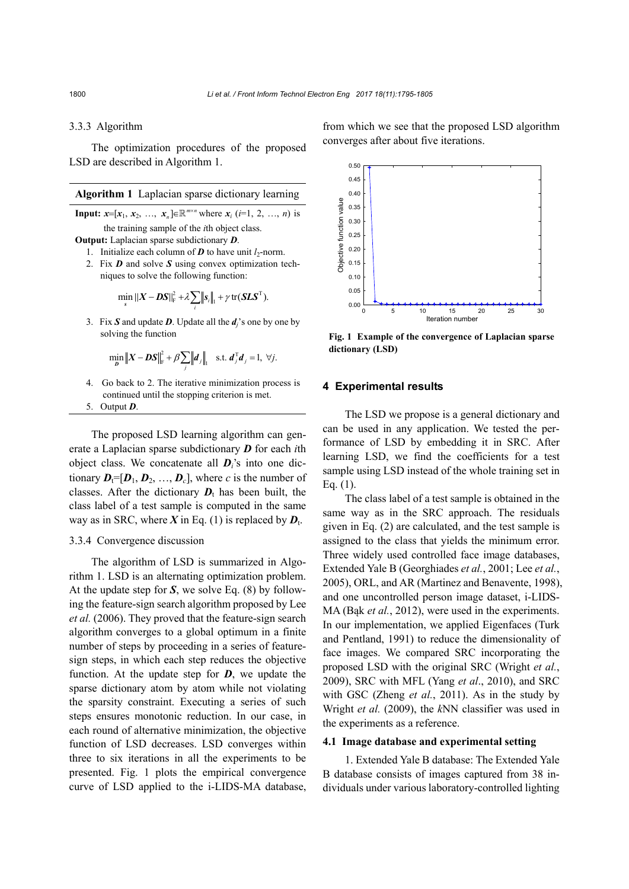#### 3.3.3 Algorithm

The optimization procedures of the proposed LSD are described in Algorithm 1.

---

**Algorithm 1** Laplacian sparse dictionary learning

---

**Input:** $\boldsymbol{x}=[\boldsymbol{x}_1, \boldsymbol{x}_2, \ldots, \boldsymbol{x}_n]\in\mathbb{R}^{m\times n}$ where $\boldsymbol{x}_i$ ($i$=1, 2, …, $n$) is the training sample of the $i$th object class.

**Output:** Laplacian sparse subdictionary $\boldsymbol{D}$.

1. Initialize each column of $\boldsymbol{D}$ to have unit $l_2$-norm.
2. Fix $\boldsymbol{D}$ and solve $\boldsymbol{S}$ using convex optimization techniques to solve the following function:

$$\min_{s} ||\boldsymbol{X}-\boldsymbol{DS}||_{\mathrm{F}}^2+\lambda\sum_i \left\|\boldsymbol{s}_i\right\|_1+\gamma\,\mathrm{tr}(\boldsymbol{SLS}^{\mathrm{T}}).$$

3. Fix $\boldsymbol{S}$ and update $\boldsymbol{D}$. Update all the $\boldsymbol{d}_j$'s one by one by solving the function

$$\min_{\boldsymbol{D}} \left\|\boldsymbol{X}-\boldsymbol{DS}\right\|_{\mathrm{F}}^2+\beta\sum_j \left\|\boldsymbol{d}_j\right\|_1 \quad \text{s.t. } \boldsymbol{d}_j^{\mathrm{T}}\boldsymbol{d}_j=1,\ \forall j.$$

4. Go back to 2. The iterative minimization process is continued until the stopping criterion is met.
5. Output $\boldsymbol{D}$.

---

The proposed LSD learning algorithm can generate a Laplacian sparse subdictionary $\boldsymbol{D}$ for each $i$th object class. We concatenate all $\boldsymbol{D}_i$'s into one dictionary $\boldsymbol{D}_{\mathrm{t}}=[\boldsymbol{D}_1, \boldsymbol{D}_2, \ldots, \boldsymbol{D}_c]$, where $c$ is the number of classes. After the dictionary $\boldsymbol{D}_{\mathrm{t}}$ has been built, the class label of a test sample is computed in the same way as in SRC, where $\boldsymbol{X}$ in Eq. (1) is replaced by $\boldsymbol{D}_{\mathrm{t}}$.

#### 3.3.4 Convergence discussion

The algorithm of LSD is summarized in Algorithm 1. LSD is an alternating optimization problem. At the update step for $\boldsymbol{S}$, we solve Eq. (8) by following the feature-sign search algorithm proposed by Lee *et al.* (2006). They proved that the feature-sign search algorithm converges to a global optimum in a finite number of steps by proceeding in a series of feature-sign steps, in which each step reduces the objective function. At the update step for $\boldsymbol{D}$, we update the sparse dictionary atom by atom while not violating the sparsity constraint. Executing a series of such steps ensures monotonic reduction. In our case, in each round of alternative minimization, the objective function of LSD decreases. LSD converges within three to six iterations in all the experiments to be presented. Fig. 1 plots the empirical convergence curve of LSD applied to the i-LIDS-MA database, from which we see that the proposed LSD algorithm converges after about five iterations.

**Fig. 1 Example of the convergence of Laplacian sparse dictionary (LSD)**

## 4 Experimental results

The LSD we propose is a general dictionary and can be used in any application. We tested the performance of LSD by embedding it in SRC. After learning LSD, we find the coefficients for a test sample using LSD instead of the whole training set in Eq. (1).

The class label of a test sample is obtained in the same way as in the SRC approach. The residuals given in Eq. (2) are calculated, and the test sample is assigned to the class that yields the minimum error. Three widely used controlled face image databases, Extended Yale B (Georghiades *et al.*, 2001; Lee *et al.*, 2005), ORL, and AR (Martinez and Benavente, 1998), and one uncontrolled person image dataset, i-LIDS-MA (Bąk *et al.*, 2012), were used in the experiments. In our implementation, we applied Eigenfaces (Turk and Pentland, 1991) to reduce the dimensionality of face images. We compared SRC incorporating the proposed LSD with the original SRC (Wright *et al.*, 2009), SRC with MFL (Yang *et al*., 2010), and SRC with GSC (Zheng *et al.*, 2011). As in the study by Wright *et al.* (2009), the *k*NN classifier was used in the experiments as a reference.

### 4.1 Image database and experimental setting

1. Extended Yale B database: The Extended Yale B database consists of images captured from 38 individuals under various laboratory-controlled lighting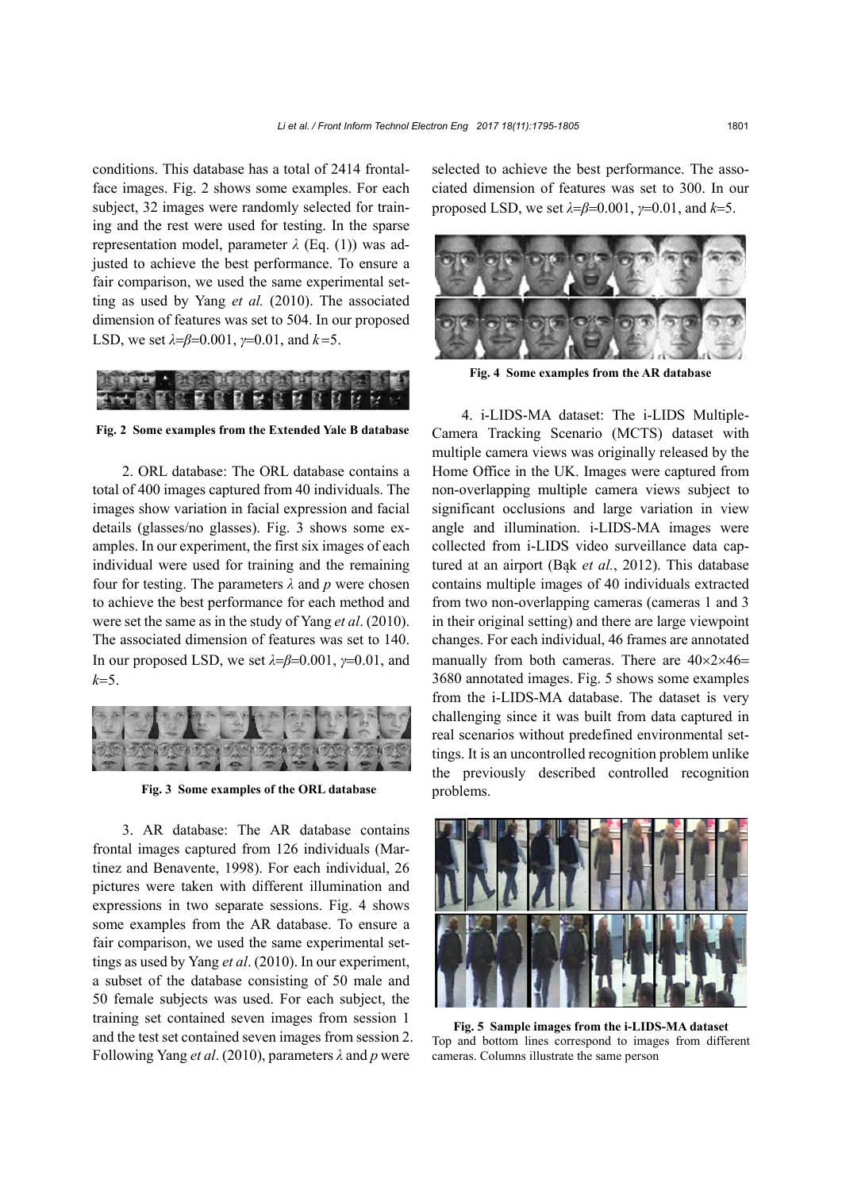conditions. This database has a total of 2414 frontal-face images. Fig. 2 shows some examples. For each subject, 32 images were randomly selected for training and the rest were used for testing. In the sparse representation model, parameter $\lambda$ (Eq. (1)) was adjusted to achieve the best performance. To ensure a fair comparison, we used the same experimental setting as used by Yang *et al.* (2010). The associated dimension of features was set to 504. In our proposed LSD, we set $\lambda=\beta=0.001$, $\gamma=0.01$, and $k=5$.

**Fig. 2 Some examples from the Extended Yale B database**

2. ORL database: The ORL database contains a total of 400 images captured from 40 individuals. The images show variation in facial expression and facial details (glasses/no glasses). Fig. 3 shows some examples. In our experiment, the first six images of each individual were used for training and the remaining four for testing. The parameters $\lambda$ and $p$ were chosen to achieve the best performance for each method and were set the same as in the study of Yang *et al*. (2010). The associated dimension of features was set to 140. In our proposed LSD, we set $\lambda=\beta=0.001$, $\gamma=0.01$, and $k=5$.

**Fig. 3 Some examples of the ORL database**

3. AR database: The AR database contains frontal images captured from 126 individuals (Martinez and Benavente, 1998). For each individual, 26 pictures were taken with different illumination and expressions in two separate sessions. Fig. 4 shows some examples from the AR database. To ensure a fair comparison, we used the same experimental settings as used by Yang *et al*. (2010). In our experiment, a subset of the database consisting of 50 male and 50 female subjects was used. For each subject, the training set contained seven images from session 1 and the test set contained seven images from session 2. Following Yang *et al*. (2010), parameters $\lambda$ and $p$ were selected to achieve the best performance. The associated dimension of features was set to 300. In our proposed LSD, we set $\lambda=\beta=0.001$, $\gamma=0.01$, and $k=5$.

**Fig. 4 Some examples from the AR database**

4. i-LIDS-MA dataset: The i-LIDS Multiple-Camera Tracking Scenario (MCTS) dataset with multiple camera views was originally released by the Home Office in the UK. Images were captured from non-overlapping multiple camera views subject to significant occlusions and large variation in view angle and illumination. i-LIDS-MA images were collected from i-LIDS video surveillance data captured at an airport (Bąk *et al.*, 2012). This database contains multiple images of 40 individuals extracted from two non-overlapping cameras (cameras 1 and 3 in their original setting) and there are large viewpoint changes. For each individual, 46 frames are annotated manually from both cameras. There are $40\times2\times46=3680$ annotated images. Fig. 5 shows some examples from the i-LIDS-MA database. The dataset is very challenging since it was built from data captured in real scenarios without predefined environmental settings. It is an uncontrolled recognition problem unlike the previously described controlled recognition problems.

**Fig. 5 Sample images from the i-LIDS-MA dataset**
Top and bottom lines correspond to images from different cameras. Columns illustrate the same person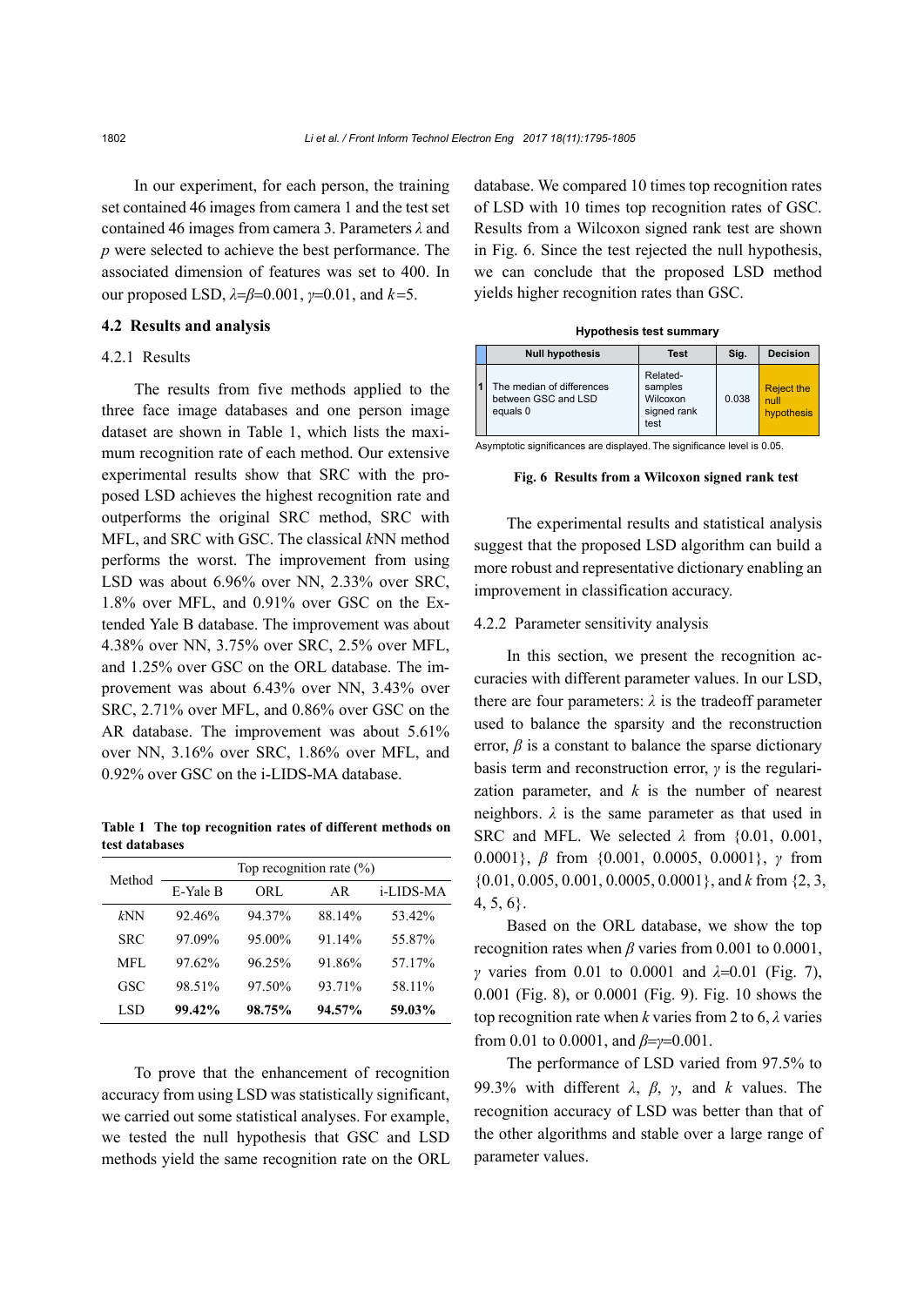In our experiment, for each person, the training set contained 46 images from camera 1 and the test set contained 46 images from camera 3. Parameters $\lambda$ and $p$ were selected to achieve the best performance. The associated dimension of features was set to 400. In our proposed LSD, $\lambda=\beta=0.001$, $\gamma=0.01$, and $k=5$.

### 4.2 Results and analysis

#### 4.2.1 Results

The results from five methods applied to the three face image databases and one person image dataset are shown in Table 1, which lists the maximum recognition rate of each method. Our extensive experimental results show that SRC with the proposed LSD achieves the highest recognition rate and outperforms the original SRC method, SRC with MFL, and SRC with GSC. The classical *k*NN method performs the worst. The improvement from using LSD was about 6.96% over NN, 2.33% over SRC, 1.8% over MFL, and 0.91% over GSC on the Extended Yale B database. The improvement was about 4.38% over NN, 3.75% over SRC, 2.5% over MFL, and 1.25% over GSC on the ORL database. The improvement was about 6.43% over NN, 3.43% over SRC, 2.71% over MFL, and 0.86% over GSC on the AR database. The improvement was about 5.61% over NN, 3.16% over SRC, 1.86% over MFL, and 0.92% over GSC on the i-LIDS-MA database.

**Table 1 The top recognition rates of different methods on test databases**

| Method | Top recognition rate (%) | | | |
|---|---|---|---|---|
| | E-Yale B | ORL | AR | i-LIDS-MA |
| *k*NN | 92.46% | 94.37% | 88.14% | 53.42% |
| SRC | 97.09% | 95.00% | 91.14% | 55.87% |
| MFL | 97.62% | 96.25% | 91.86% | 57.17% |
| GSC | 98.51% | 97.50% | 93.71% | 58.11% |
| **LSD** | **99.42%** | **98.75%** | **94.57%** | **59.03%** |

To prove that the enhancement of recognition accuracy from using LSD was statistically significant, we carried out some statistical analyses. For example, we tested the null hypothesis that GSC and LSD methods yield the same recognition rate on the ORL database. We compared 10 times top recognition rates of LSD with 10 times top recognition rates of GSC. Results from a Wilcoxon signed rank test are shown in Fig. 6. Since the test rejected the null hypothesis, we can conclude that the proposed LSD method yields higher recognition rates than GSC.

**Hypothesis test summary**

| | Null hypothesis | Test | Sig. | Decision |
|---|---|---|---|---|
| 1 | The median of differences between GSC and LSD equals 0 | Related-samples Wilcoxon signed rank test | 0.038 | Reject the null hypothesis |

Asymptotic significances are displayed. The significance level is 0.05.

**Fig. 6 Results from a Wilcoxon signed rank test**

The experimental results and statistical analysis suggest that the proposed LSD algorithm can build a more robust and representative dictionary enabling an improvement in classification accuracy.

#### 4.2.2 Parameter sensitivity analysis

In this section, we present the recognition accuracies with different parameter values. In our LSD, there are four parameters: $\lambda$ is the tradeoff parameter used to balance the sparsity and the reconstruction error, $\beta$ is a constant to balance the sparse dictionary basis term and reconstruction error, $\gamma$ is the regularization parameter, and $k$ is the number of nearest neighbors. $\lambda$ is the same parameter as that used in SRC and MFL. We selected $\lambda$ from {0.01, 0.001, 0.0001}, $\beta$ from {0.001, 0.0005, 0.0001}, $\gamma$ from {0.01, 0.005, 0.001, 0.0005, 0.0001}, and $k$ from {2, 3, 4, 5, 6}.

Based on the ORL database, we show the top recognition rates when $\beta$ varies from 0.001 to 0.0001, $\gamma$ varies from 0.01 to 0.0001 and $\lambda$=0.01 (Fig. 7), 0.001 (Fig. 8), or 0.0001 (Fig. 9). Fig. 10 shows the top recognition rate when $k$ varies from 2 to 6, $\lambda$ varies from 0.01 to 0.0001, and $\beta=\gamma=0.001$.

The performance of LSD varied from 97.5% to 99.3% with different $\lambda$, $\beta$, $\gamma$, and $k$ values. The recognition accuracy of LSD was better than that of the other algorithms and stable over a large range of parameter values.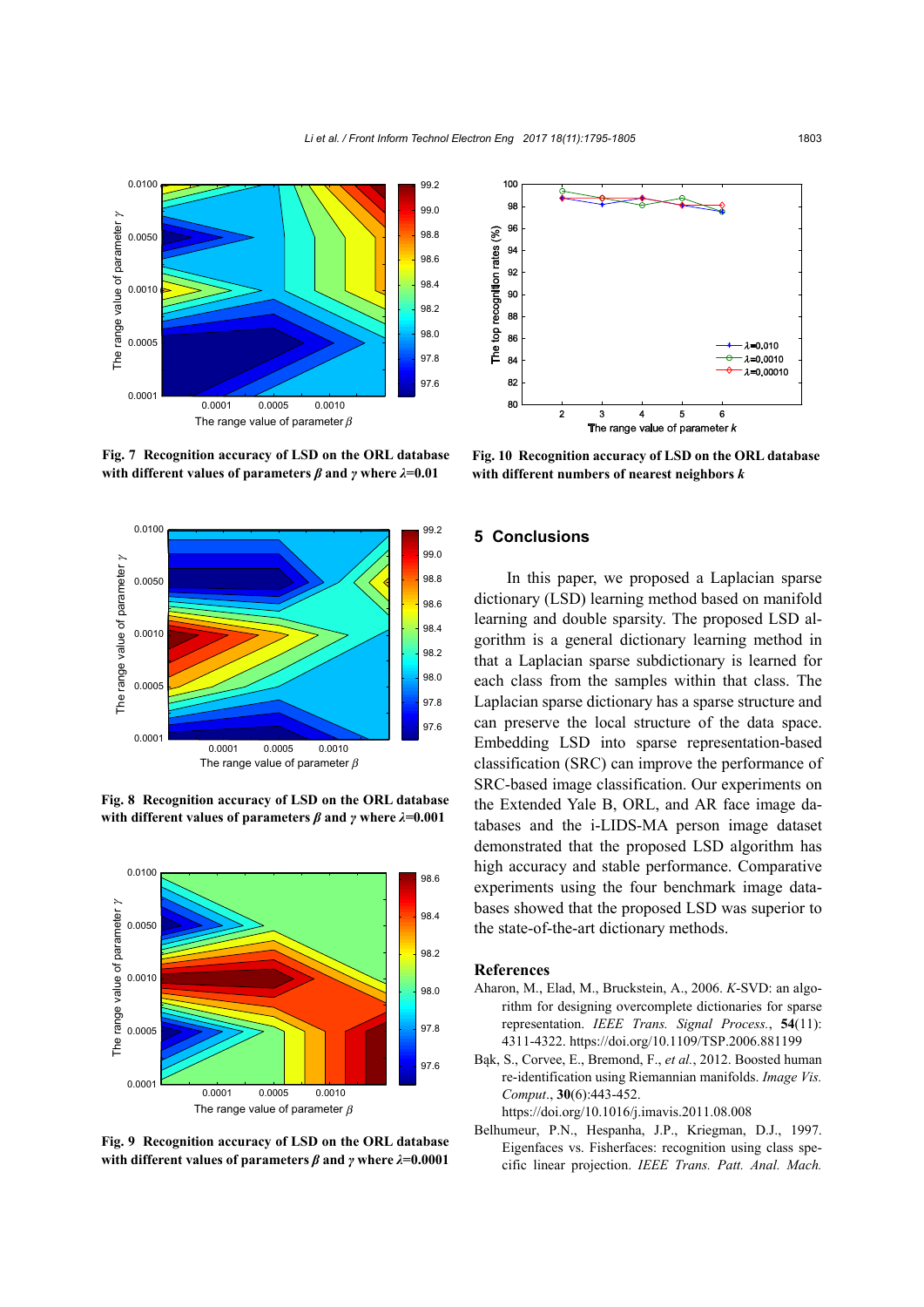**Fig. 7 Recognition accuracy of LSD on the ORL database with different values of parameters $\beta$ and $\gamma$ where $\lambda$=0.01**

**Fig. 8 Recognition accuracy of LSD on the ORL database with different values of parameters $\beta$ and $\gamma$ where $\lambda$=0.001**

**Fig. 9 Recognition accuracy of LSD on the ORL database with different values of parameters $\beta$ and $\gamma$ where $\lambda$=0.0001**

**Fig. 10 Recognition accuracy of LSD on the ORL database with different numbers of nearest neighbors $k$**

## 5 Conclusions

In this paper, we proposed a Laplacian sparse dictionary (LSD) learning method based on manifold learning and double sparsity. The proposed LSD algorithm is a general dictionary learning method in that a Laplacian sparse subdictionary is learned for each class from the samples within that class. The Laplacian sparse dictionary has a sparse structure and can preserve the local structure of the data space. Embedding LSD into sparse representation-based classification (SRC) can improve the performance of SRC-based image classification. Our experiments on the Extended Yale B, ORL, and AR face image databases and the i-LIDS-MA person image dataset demonstrated that the proposed LSD algorithm has high accuracy and stable performance. Comparative experiments using the four benchmark image databases showed that the proposed LSD was superior to the state-of-the-art dictionary methods.

## References

Aharon, M., Elad, M., Bruckstein, A., 2006. *K*-SVD: an algorithm for designing overcomplete dictionaries for sparse representation. *IEEE Trans. Signal Process.*, **54**(11):4311-4322. https://doi.org/10.1109/TSP.2006.881199

Bąk, S., Corvee, E., Bremond, F., *et al.*, 2012. Boosted human re-identification using Riemannian manifolds. *Image Vis. Comput.*, **30**(6):443-452. https://doi.org/10.1016/j.imavis.2011.08.008

Belhumeur, P.N., Hespanha, J.P., Kriegman, D.J., 1997. Eigenfaces vs. Fisherfaces: recognition using class specific linear projection. *IEEE Trans. Patt. Anal. Mach.*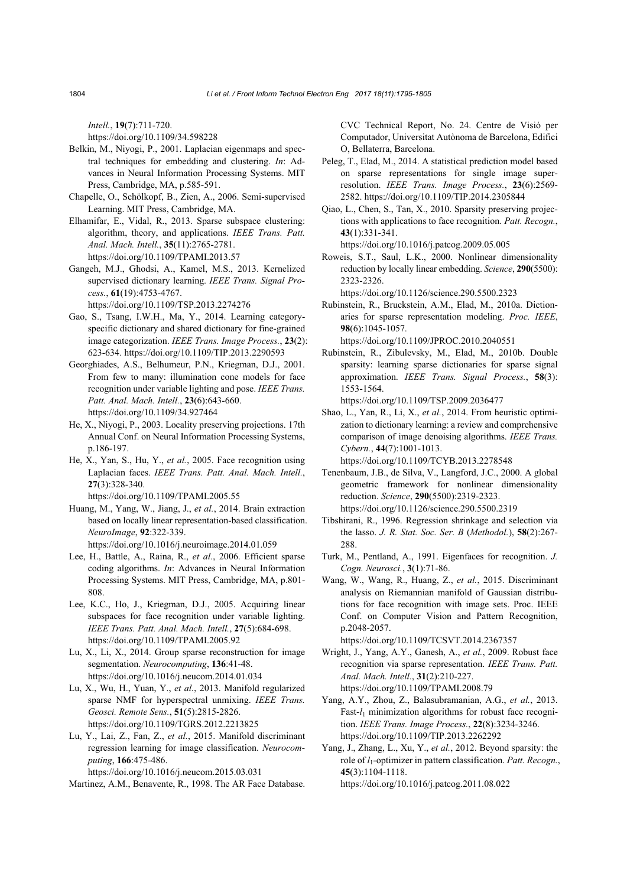*Intell.*, **19**(7):711-720.
https://doi.org/10.1109/34.598228

Belkin, M., Niyogi, P., 2001. Laplacian eigenmaps and spectral techniques for embedding and clustering. *In*: Advances in Neural Information Processing Systems. MIT Press, Cambridge, MA, p.585-591.

Chapelle, O., Schölkopf, B., Zien, A., 2006. Semi-supervised Learning. MIT Press, Cambridge, MA.

Elhamifar, E., Vidal, R., 2013. Sparse subspace clustering: algorithm, theory, and applications. *IEEE Trans. Patt. Anal. Mach. Intell.*, **35**(11):2765-2781.
https://doi.org/10.1109/TPAMI.2013.57

Gangeh, M.J., Ghodsi, A., Kamel, M.S., 2013. Kernelized supervised dictionary learning. *IEEE Trans. Signal Process.*, **61**(19):4753-4767.
https://doi.org/10.1109/TSP.2013.2274276

Gao, S., Tsang, I.W.H., Ma, Y., 2014. Learning category-specific dictionary and shared dictionary for fine-grained image categorization. *IEEE Trans. Image Process.*, **23**(2): 623-634. https://doi.org/10.1109/TIP.2013.2290593

Georghiades, A.S., Belhumeur, P.N., Kriegman, D.J., 2001. From few to many: illumination cone models for face recognition under variable lighting and pose. *IEEE Trans. Patt. Anal. Mach. Intell.*, **23**(6):643-660.
https://doi.org/10.1109/34.927464

He, X., Niyogi, P., 2003. Locality preserving projections. 17th Annual Conf. on Neural Information Processing Systems, p.186-197.

He, X., Yan, S., Hu, Y., *et al.*, 2005. Face recognition using Laplacian faces. *IEEE Trans. Patt. Anal. Mach. Intell.*, **27**(3):328-340.
https://doi.org/10.1109/TPAMI.2005.55

Huang, M., Yang, W., Jiang, J., *et al.*, 2014. Brain extraction based on locally linear representation-based classification. *NeuroImage*, **92**:322-339.
https://doi.org/10.1016/j.neuroimage.2014.01.059

Lee, H., Battle, A., Raina, R., *et al.*, 2006. Efficient sparse coding algorithms. *In*: Advances in Neural Information Processing Systems. MIT Press, Cambridge, MA, p.801-808.

Lee, K.C., Ho, J., Kriegman, D.J., 2005. Acquiring linear subspaces for face recognition under variable lighting. *IEEE Trans. Patt. Anal. Mach. Intell.*, **27**(5):684-698.
https://doi.org/10.1109/TPAMI.2005.92

Lu, X., Li, X., 2014. Group sparse reconstruction for image segmentation. *Neurocomputing*, **136**:41-48.
https://doi.org/10.1016/j.neucom.2014.01.034

Lu, X., Wu, H., Yuan, Y., *et al.*, 2013. Manifold regularized sparse NMF for hyperspectral unmixing. *IEEE Trans. Geosci. Remote Sens.*, **51**(5):2815-2826.
https://doi.org/10.1109/TGRS.2012.2213825

Lu, Y., Lai, Z., Fan, Z., *et al.*, 2015. Manifold discriminant regression learning for image classification. *Neurocomputing*, **166**:475-486.
https://doi.org/10.1016/j.neucom.2015.03.031

Martinez, A.M., Benavente, R., 1998. The AR Face Database. CVC Technical Report, No. 24. Centre de Visió per Computador, Universitat Autònoma de Barcelona, Edifici O, Bellaterra, Barcelona.

Peleg, T., Elad, M., 2014. A statistical prediction model based on sparse representations for single image super-resolution. *IEEE Trans. Image Process.*, **23**(6):2569-2582. https://doi.org/10.1109/TIP.2014.2305844

Qiao, L., Chen, S., Tan, X., 2010. Sparsity preserving projections with applications to face recognition. *Patt. Recogn.*, **43**(1):331-341.
https://doi.org/10.1016/j.patcog.2009.05.005

Roweis, S.T., Saul, L.K., 2000. Nonlinear dimensionality reduction by locally linear embedding. *Science*, **290**(5500): 2323-2326.
https://doi.org/10.1126/science.290.5500.2323

Rubinstein, R., Bruckstein, A.M., Elad, M., 2010a. Dictionaries for sparse representation modeling. *Proc. IEEE*, **98**(6):1045-1057.
https://doi.org/10.1109/JPROC.2010.2040551

Rubinstein, R., Zibulevsky, M., Elad, M., 2010b. Double sparsity: learning sparse dictionaries for sparse signal approximation. *IEEE Trans. Signal Process.*, **58**(3): 1553-1564.
https://doi.org/10.1109/TSP.2009.2036477

Shao, L., Yan, R., Li, X., *et al.*, 2014. From heuristic optimization to dictionary learning: a review and comprehensive comparison of image denoising algorithms. *IEEE Trans. Cybern.*, **44**(7):1001-1013.
https://doi.org/10.1109/TCYB.2013.2278548

Tenenbaum, J.B., de Silva, V., Langford, J.C., 2000. A global geometric framework for nonlinear dimensionality reduction. *Science*, **290**(5500):2319-2323.
https://doi.org/10.1126/science.290.5500.2319

Tibshirani, R., 1996. Regression shrinkage and selection via the lasso. *J. R. Stat. Soc. Ser. B* (*Methodol.*), **58**(2):267-288.

Turk, M., Pentland, A., 1991. Eigenfaces for recognition. *J. Cogn. Neurosci.*, **3**(1):71-86.

Wang, W., Wang, R., Huang, Z., *et al.*, 2015. Discriminant analysis on Riemannian manifold of Gaussian distributions for face recognition with image sets. Proc. IEEE Conf. on Computer Vision and Pattern Recognition, p.2048-2057.
https://doi.org/10.1109/TCSVT.2014.2367357

Wright, J., Yang, A.Y., Ganesh, A., *et al.*, 2009. Robust face recognition via sparse representation. *IEEE Trans. Patt. Anal. Mach. Intell.*, **31**(2):210-227.
https://doi.org/10.1109/TPAMI.2008.79

Yang, A.Y., Zhou, Z., Balasubramanian, A.G., *et al.*, 2013. Fast-$l_1$ minimization algorithms for robust face recognition. *IEEE Trans. Image Process.*, **22**(8):3234-3246.
https://doi.org/10.1109/TIP.2013.2262292

Yang, J., Zhang, L., Xu, Y., *et al.*, 2012. Beyond sparsity: the role of $l_1$-optimizer in pattern classification. *Patt. Recogn.*, **45**(3):1104-1118.
https://doi.org/10.1016/j.patcog.2011.08.022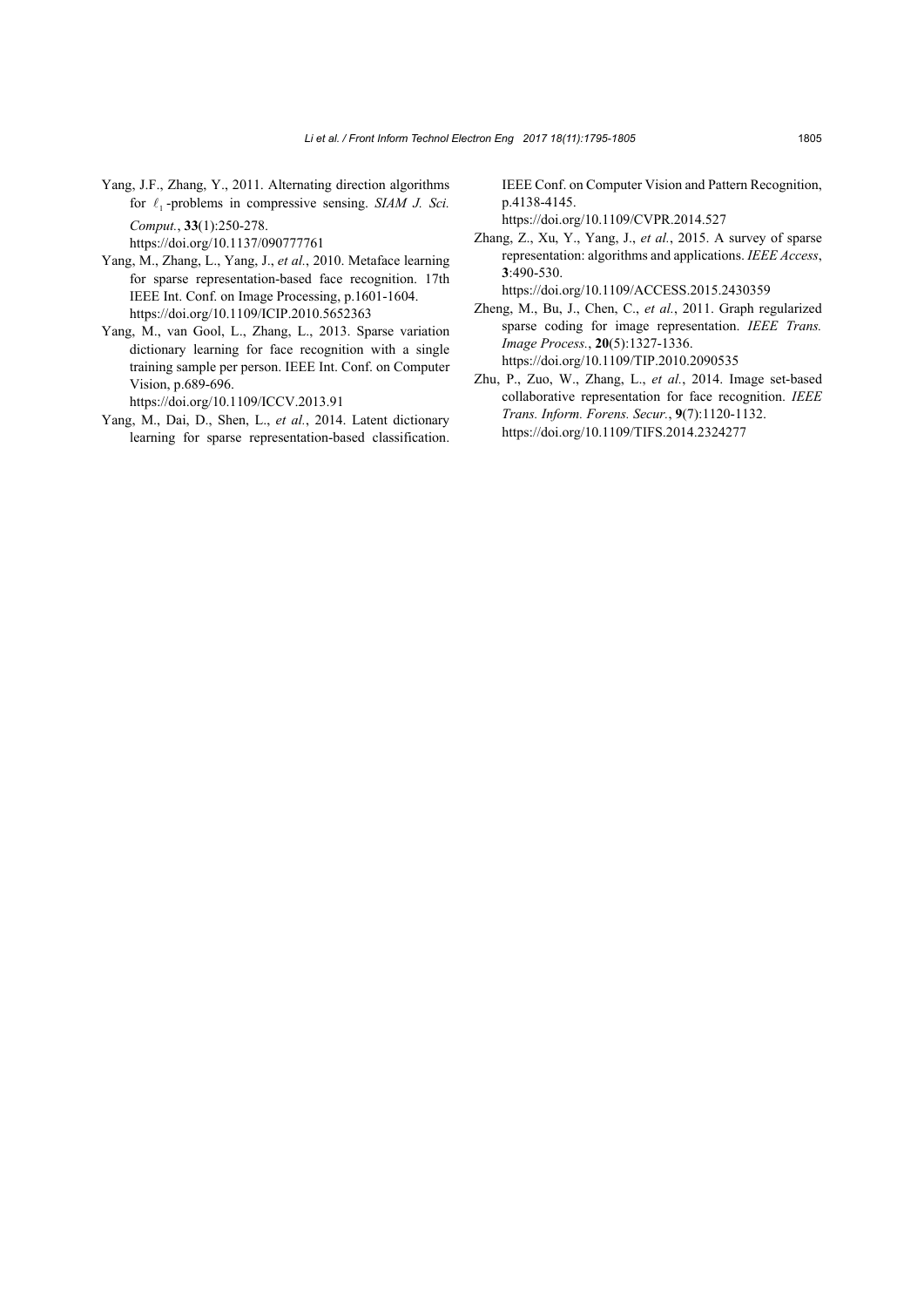Yang, J.F., Zhang, Y., 2011. Alternating direction algorithms for $\ell_1$-problems in compressive sensing. *SIAM J. Sci. Comput.*, **33**(1):250-278. https://doi.org/10.1137/090777761

Yang, M., Zhang, L., Yang, J., *et al.*, 2010. Metaface learning for sparse representation-based face recognition. 17th IEEE Int. Conf. on Image Processing, p.1601-1604. https://doi.org/10.1109/ICIP.2010.5652363

Yang, M., van Gool, L., Zhang, L., 2013. Sparse variation dictionary learning for face recognition with a single training sample per person. IEEE Int. Conf. on Computer Vision, p.689-696. https://doi.org/10.1109/ICCV.2013.91

Yang, M., Dai, D., Shen, L., *et al.*, 2014. Latent dictionary learning for sparse representation-based classification. IEEE Conf. on Computer Vision and Pattern Recognition, p.4138-4145. https://doi.org/10.1109/CVPR.2014.527

Zhang, Z., Xu, Y., Yang, J., *et al.*, 2015. A survey of sparse representation: algorithms and applications. *IEEE Access*, **3**:490-530. https://doi.org/10.1109/ACCESS.2015.2430359

Zheng, M., Bu, J., Chen, C., *et al.*, 2011. Graph regularized sparse coding for image representation. *IEEE Trans. Image Process.*, **20**(5):1327-1336. https://doi.org/10.1109/TIP.2010.2090535

Zhu, P., Zuo, W., Zhang, L., *et al.*, 2014. Image set-based collaborative representation for face recognition. *IEEE Trans. Inform. Forens. Secur.*, **9**(7):1120-1132. https://doi.org/10.1109/TIFS.2014.2324277